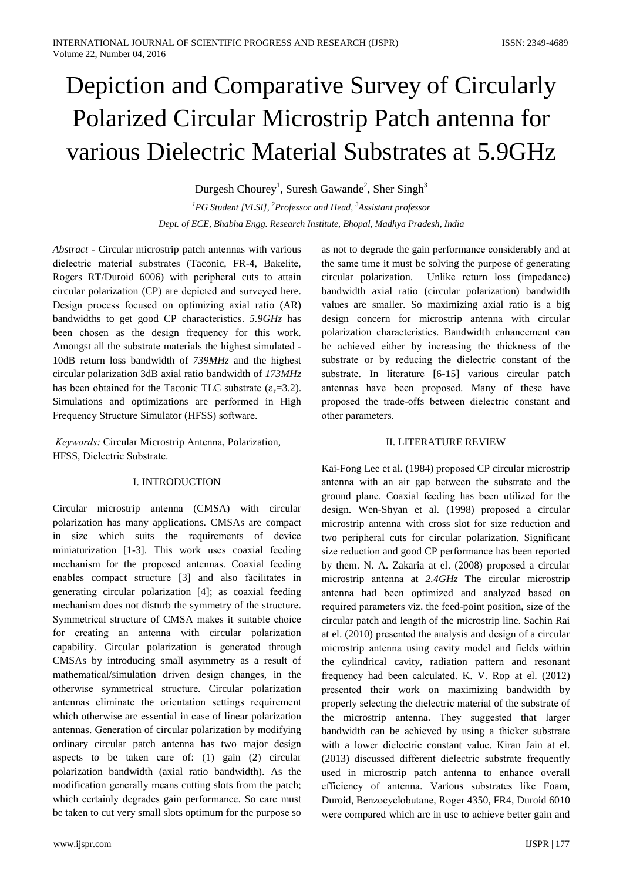# Depiction and Comparative Survey of Circularly Polarized Circular Microstrip Patch antenna for various Dielectric Material Substrates at 5.9GHz

Durgesh Chourey[1], Suresh Gawande[2], Sher Singh[3]

[1]*PG Student [VLSI],* [2]*Professor and Head,* [3]*Assistant professor*

*Dept. of ECE, Bhabha Engg. Research Institute, Bhopal, Madhya Pradesh, India*

*Abstract* - Circular microstrip patch antennas with various dielectric material substrates (Taconic, FR-4, Bakelite, Rogers RT/Duroid 6006) with peripheral cuts to attain circular polarization (CP) are depicted and surveyed here. Design process focused on optimizing axial ratio (AR) bandwidths to get good CP characteristics. *5.9GHz* has been chosen as the design frequency for this work. Amongst all the substrate materials the highest simulated -10dB return loss bandwidth of *739MHz* and the highest circular polarization 3dB axial ratio bandwidth of *173MHz* has been obtained for the Taconic TLC substrate ($\varepsilon_r$=3.2). Simulations and optimizations are performed in High Frequency Structure Simulator (HFSS) software.

*Keywords:* Circular Microstrip Antenna, Polarization, HFSS, Dielectric Substrate.

## I. INTRODUCTION

Circular microstrip antenna (CMSA) with circular polarization has many applications. CMSAs are compact in size which suits the requirements of device miniaturization [1-3]. This work uses coaxial feeding mechanism for the proposed antennas. Coaxial feeding enables compact structure [3] and also facilitates in generating circular polarization [4]; as coaxial feeding mechanism does not disturb the symmetry of the structure. Symmetrical structure of CMSA makes it suitable choice for creating an antenna with circular polarization capability. Circular polarization is generated through CMSAs by introducing small asymmetry as a result of mathematical/simulation driven design changes, in the otherwise symmetrical structure. Circular polarization antennas eliminate the orientation settings requirement which otherwise are essential in case of linear polarization antennas. Generation of circular polarization by modifying ordinary circular patch antenna has two major design aspects to be taken care of: (1) gain (2) circular polarization bandwidth (axial ratio bandwidth). As the modification generally means cutting slots from the patch; which certainly degrades gain performance. So care must be taken to cut very small slots optimum for the purpose so as not to degrade the gain performance considerably and at the same time it must be solving the purpose of generating circular polarization. Unlike return loss (impedance) bandwidth axial ratio (circular polarization) bandwidth values are smaller. So maximizing axial ratio is a big design concern for microstrip antenna with circular polarization characteristics. Bandwidth enhancement can be achieved either by increasing the thickness of the substrate or by reducing the dielectric constant of the substrate. In literature [6-15] various circular patch antennas have been proposed. Many of these have proposed the trade-offs between dielectric constant and other parameters.

## II. LITERATURE REVIEW

Kai-Fong Lee et al. (1984) proposed CP circular microstrip antenna with an air gap between the substrate and the ground plane. Coaxial feeding has been utilized for the design. Wen-Shyan et al. (1998) proposed a circular microstrip antenna with cross slot for size reduction and two peripheral cuts for circular polarization. Significant size reduction and good CP performance has been reported by them. N. A. Zakaria at el. (2008) proposed a circular microstrip antenna at *2.4GHz* The circular microstrip antenna had been optimized and analyzed based on required parameters viz. the feed-point position, size of the circular patch and length of the microstrip line. Sachin Rai at el. (2010) presented the analysis and design of a circular microstrip antenna using cavity model and fields within the cylindrical cavity, radiation pattern and resonant frequency had been calculated. K. V. Rop at el. (2012) presented their work on maximizing bandwidth by properly selecting the dielectric material of the substrate of the microstrip antenna. They suggested that larger bandwidth can be achieved by using a thicker substrate with a lower dielectric constant value. Kiran Jain at el. (2013) discussed different dielectric substrate frequently used in microstrip patch antenna to enhance overall efficiency of antenna. Various substrates like Foam, Duroid, Benzocyclobutane, Roger 4350, FR4, Duroid 6010 were compared which are in use to achieve better gain and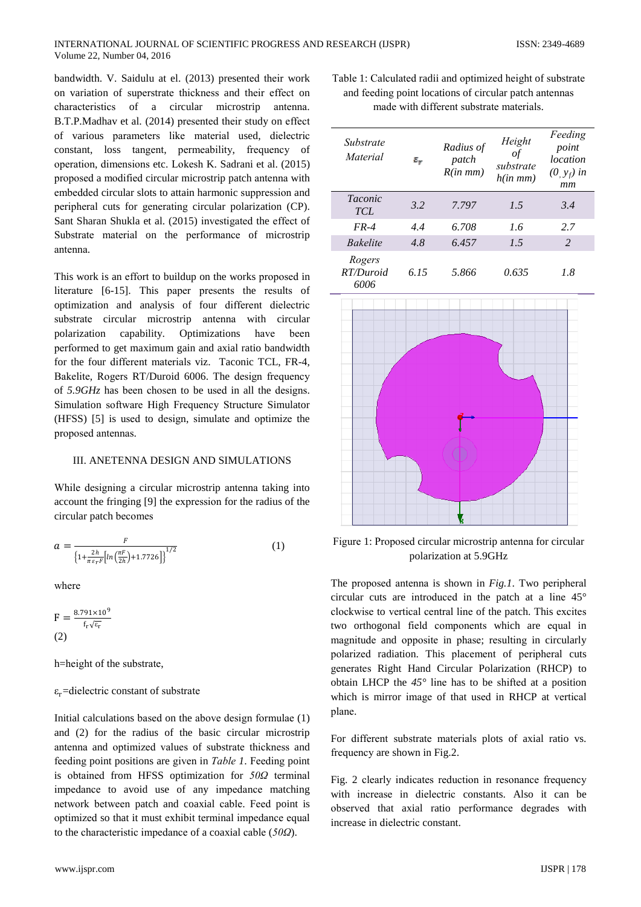bandwidth. V. Saidulu at el. (2013) presented their work on variation of superstrate thickness and their effect on characteristics of a circular microstrip antenna. B.T.P.Madhav at el. (2014) presented their study on effect of various parameters like material used, dielectric constant, loss tangent, permeability, frequency of operation, dimensions etc. Lokesh K. Sadrani et al. (2015) proposed a modified circular microstrip patch antenna with embedded circular slots to attain harmonic suppression and peripheral cuts for generating circular polarization (CP). Sant Sharan Shukla et al. (2015) investigated the effect of Substrate material on the performance of microstrip antenna.

This work is an effort to buildup on the works proposed in literature [6-15]. This paper presents the results of optimization and analysis of four different dielectric substrate circular microstrip antenna with circular polarization capability. Optimizations have been performed to get maximum gain and axial ratio bandwidth for the four different materials viz. Taconic TCL, FR-4, Bakelite, Rogers RT/Duroid 6006. The design frequency of *5.9GHz* has been chosen to be used in all the designs. Simulation software High Frequency Structure Simulator (HFSS) [5] is used to design, simulate and optimize the proposed antennas.

## III. ANETENNA DESIGN AND SIMULATIONS

While designing a circular microstrip antenna taking into account the fringing [9] the expression for the radius of the circular patch becomes

$$a = \frac{F}{\left\{1+\frac{2h}{\pi\varepsilon_r F}\left[\ln\left(\frac{\pi F}{2h}\right)+1.7726\right]\right\}^{1/2}} \quad (1)$$

where

$$F = \frac{8.791\times10^9}{f_r\sqrt{\varepsilon_r}} \quad (2)$$

h=height of the substrate,

$\varepsilon_r$=dielectric constant of substrate

Initial calculations based on the above design formulae (1) and (2) for the radius of the basic circular microstrip antenna and optimized values of substrate thickness and feeding point positions are given in *Table 1*. Feeding point is obtained from HFSS optimization for *50Ω* terminal impedance to avoid use of any impedance matching network between patch and coaxial cable. Feed point is optimized so that it must exhibit terminal impedance equal to the characteristic impedance of a coaxial cable (*50Ω*).

Table 1: Calculated radii and optimized height of substrate and feeding point locations of circular patch antennas made with different substrate materials.

| *Substrate Material* | $\varepsilon_r$ | *Radius of patch R(in mm)* | *Height of substrate h(in mm)* | *Feeding point location $(0, y_f)$ in mm* |
|---|---|---|---|---|
| *Taconic TCL* | *3.2* | *7.797* | *1.5* | *3.4* |
| *FR-4* | *4.4* | *6.708* | *1.6* | *2.7* |
| *Bakelite* | *4.8* | *6.457* | *1.5* | *2* |
| *Rogers RT/Duroid 6006* | *6.15* | *5.866* | *0.635* | *1.8* |

Figure 1: Proposed circular microstrip antenna for circular polarization at 5.9GHz

The proposed antenna is shown in *Fig.1*. Two peripheral circular cuts are introduced in the patch at a line 45° clockwise to vertical central line of the patch. This excites two orthogonal field components which are equal in magnitude and opposite in phase; resulting in circularly polarized radiation. This placement of peripheral cuts generates Right Hand Circular Polarization (RHCP) to obtain LHCP the *45°* line has to be shifted at a position which is mirror image of that used in RHCP at vertical plane.

For different substrate materials plots of axial ratio vs. frequency are shown in Fig.2.

Fig. 2 clearly indicates reduction in resonance frequency with increase in dielectric constants. Also it can be observed that axial ratio performance degrades with increase in dielectric constant.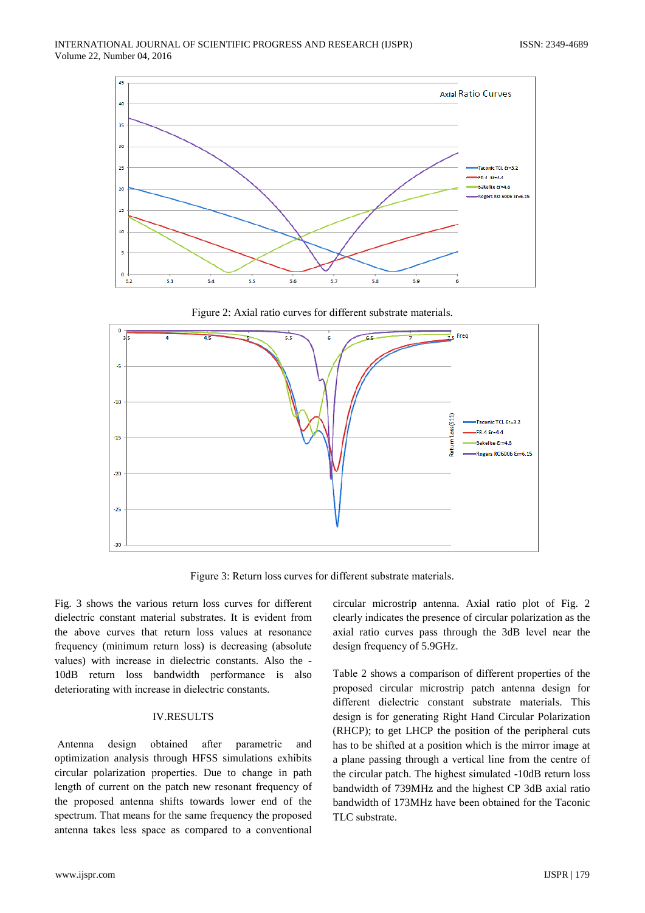Figure 2: Axial ratio curves for different substrate materials.

Figure 3: Return loss curves for different substrate materials.

Fig. 3 shows the various return loss curves for different dielectric constant material substrates. It is evident from the above curves that return loss values at resonance frequency (minimum return loss) is decreasing (absolute values) with increase in dielectric constants. Also the -10dB return loss bandwidth performance is also deteriorating with increase in dielectric constants.

## IV.RESULTS

Antenna design obtained after parametric and optimization analysis through HFSS simulations exhibits circular polarization properties. Due to change in path length of current on the patch new resonant frequency of the proposed antenna shifts towards lower end of the spectrum. That means for the same frequency the proposed antenna takes less space as compared to a conventional circular microstrip antenna. Axial ratio plot of Fig. 2 clearly indicates the presence of circular polarization as the axial ratio curves pass through the 3dB level near the design frequency of 5.9GHz.

Table 2 shows a comparison of different properties of the proposed circular microstrip patch antenna design for different dielectric constant substrate materials. This design is for generating Right Hand Circular Polarization (RHCP); to get LHCP the position of the peripheral cuts has to be shifted at a position which is the mirror image at a plane passing through a vertical line from the centre of the circular patch. The highest simulated -10dB return loss bandwidth of 739MHz and the highest CP 3dB axial ratio bandwidth of 173MHz have been obtained for the Taconic TLC substrate.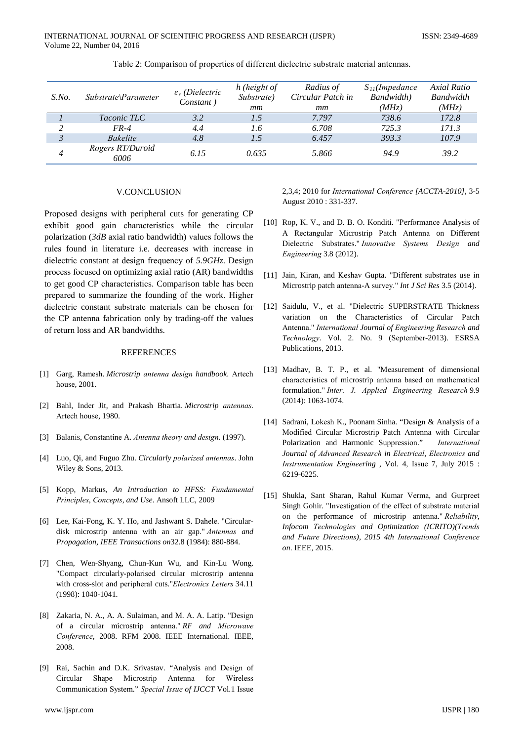Table 2: Comparison of properties of different dielectric substrate material antennas.

| *S.No.* | *Substrate\Parameter* | $\varepsilon_r$ *(Dielectric Constant )* | *h (height of Substrate) mm* | *Radius of Circular Patch in mm* | $S_{11}$*(Impedance Bandwidth) (MHz)* | *Axial Ratio Bandwidth (MHz)* |
|---|---|---|---|---|---|---|
| *1* | *Taconic TLC* | *3.2* | *1.5* | *7.797* | *738.6* | *172.8* |
| *2* | *FR-4* | *4.4* | *1.6* | *6.708* | *725.3* | *171.3* |
| *3* | *Bakelite* | *4.8* | *1.5* | *6.457* | *393.3* | *107.9* |
| *4* | *Rogers RT/Duroid 6006* | *6.15* | *0.635* | *5.866* | *94.9* | *39.2* |

## V.CONCLUSION

Proposed designs with peripheral cuts for generating CP exhibit good gain characteristics while the circular polarization (*3dB* axial ratio bandwidth) values follows the rules found in literature i.e. decreases with increase in dielectric constant at design frequency of *5.9GHz*. Design process focused on optimizing axial ratio (AR) bandwidths to get good CP characteristics. Comparison table has been prepared to summarize the founding of the work. Higher dielectric constant substrate materials can be chosen for the CP antenna fabrication only by trading-off the values of return loss and AR bandwidths.

## REFERENCES

[1] Garg, Ramesh. *Microstrip antenna design handbook*. Artech house, 2001.

[2] Bahl, Inder Jit, and Prakash Bhartia. *Microstrip antennas*. Artech house, 1980.

[3] Balanis, Constantine A. *Antenna theory and design*. (1997).

[4] Luo, Qi, and Fuguo Zhu. *Circularly polarized antennas*. John Wiley & Sons, 2013.

[5] Kopp, Markus, *An Introduction to HFSS: Fundamental Principles, Concepts, and Use.* Ansoft LLC, 2009

[6] Lee, Kai-Fong, K. Y. Ho, and Jashwant S. Dahele. "Circular-disk microstrip antenna with an air gap." *Antennas and Propagation, IEEE Transactions on*32.8 (1984): 880-884.

[7] Chen, Wen-Shyang, Chun-Kun Wu, and Kin-Lu Wong. "Compact circularly-polarised circular microstrip antenna with cross-slot and peripheral cuts."*Electronics Letters* 34.11 (1998): 1040-1041.

[8] Zakaria, N. A., A. A. Sulaiman, and M. A. A. Latip. "Design of a circular microstrip antenna." *RF and Microwave Conference*, 2008. RFM 2008. IEEE International. IEEE, 2008.

[9] Rai, Sachin and D.K. Srivastav. "Analysis and Design of Circular Shape Microstrip Antenna for Wireless Communication System." *Special Issue of IJCCT* Vol.1 Issue 2,3,4; 2010 for *International Conference [ACCTA-2010]*, 3-5 August 2010 : 331-337.

[10] Rop, K. V., and D. B. O. Konditi. "Performance Analysis of A Rectangular Microstrip Patch Antenna on Different Dielectric Substrates." *Innovative Systems Design and Engineering* 3.8 (2012).

[11] Jain, Kiran, and Keshav Gupta. "Different substrates use in Microstrip patch antenna-A survey." *Int J Sci Res* 3.5 (2014).

[12] Saidulu, V., et al. "Dielectric SUPERSTRATE Thickness variation on the Characteristics of Circular Patch Antenna." *International Journal of Engineering Research and Technology*. Vol. 2. No. 9 (September-2013). ESRSA Publications, 2013.

[13] Madhav, B. T. P., et al. "Measurement of dimensional characteristics of microstrip antenna based on mathematical formulation." *Inter. J. Applied Engineering Research* 9.9 (2014): 1063-1074.

[14] Sadrani, Lokesh K., Poonam Sinha. "Design & Analysis of a Modified Circular Microstrip Patch Antenna with Circular Polarization and Harmonic Suppression." *International Journal of Advanced Research in Electrical, Electronics and Instrumentation Engineering* , Vol. 4, Issue 7, July 2015 : 6219-6225.

[15] Shukla, Sant Sharan, Rahul Kumar Verma, and Gurpreet Singh Gohir. "Investigation of the effect of substrate material on the performance of microstrip antenna." *Reliability, Infocom Technologies and Optimization (ICRITO)(Trends and Future Directions), 2015 4th International Conference on*. IEEE, 2015.